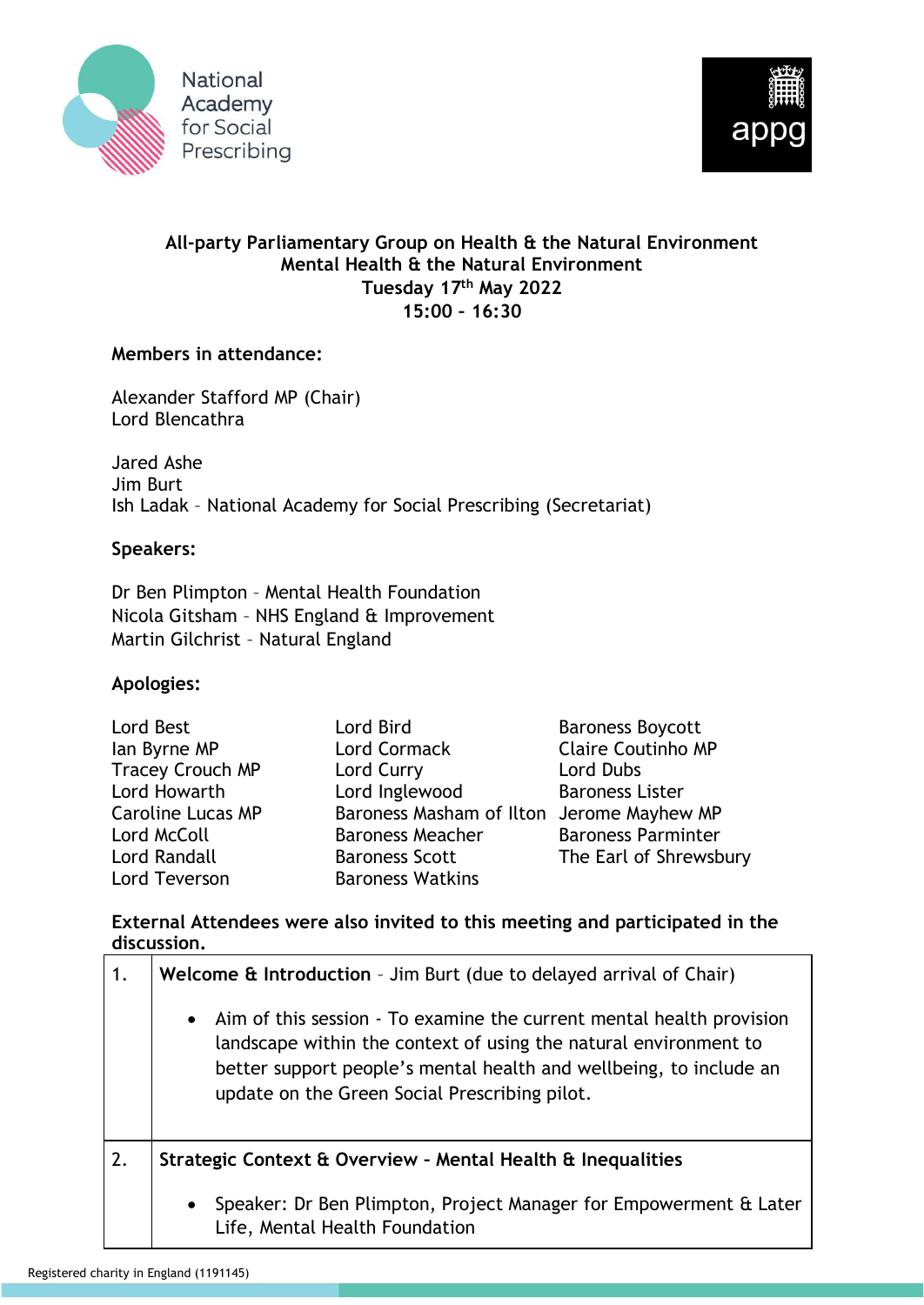National Academy for Social Prescribing

appg

# All-party Parliamentary Group on Health & the Natural Environment
## Mental Health & the Natural Environment
### Tuesday 17th May 2022
### 15:00 – 16:30

**Members in attendance:**

Alexander Stafford MP (Chair)
Lord Blencathra

Jared Ashe
Jim Burt
Ish Ladak – National Academy for Social Prescribing (Secretariat)

**Speakers:**

Dr Ben Plimpton – Mental Health Foundation
Nicola Gitsham – NHS England & Improvement
Martin Gilchrist – Natural England

**Apologies:**

| | | |
|---|---|---|
| Lord Best | Lord Bird | Baroness Boycott |
| Ian Byrne MP | Lord Cormack | Claire Coutinho MP |
| Tracey Crouch MP | Lord Curry | Lord Dubs |
| Lord Howarth | Lord Inglewood | Baroness Lister |
| Caroline Lucas MP | Baroness Masham of Ilton | Jerome Mayhew MP |
| Lord McColl | Baroness Meacher | Baroness Parminter |
| Lord Randall | Baroness Scott | The Earl of Shrewsbury |
| Lord Teverson | Baroness Watkins | |

**External Attendees were also invited to this meeting and participated in the discussion.**

| | |
|---|---|
| 1. | **Welcome & Introduction** – Jim Burt (due to delayed arrival of Chair)<br><br>• Aim of this session - To examine the current mental health provision landscape within the context of using the natural environment to better support people's mental health and wellbeing, to include an update on the Green Social Prescribing pilot. |
| 2. | **Strategic Context & Overview - Mental Health & Inequalities**<br><br>• Speaker: Dr Ben Plimpton, Project Manager for Empowerment & Later Life, Mental Health Foundation |

Registered charity in England (1191145)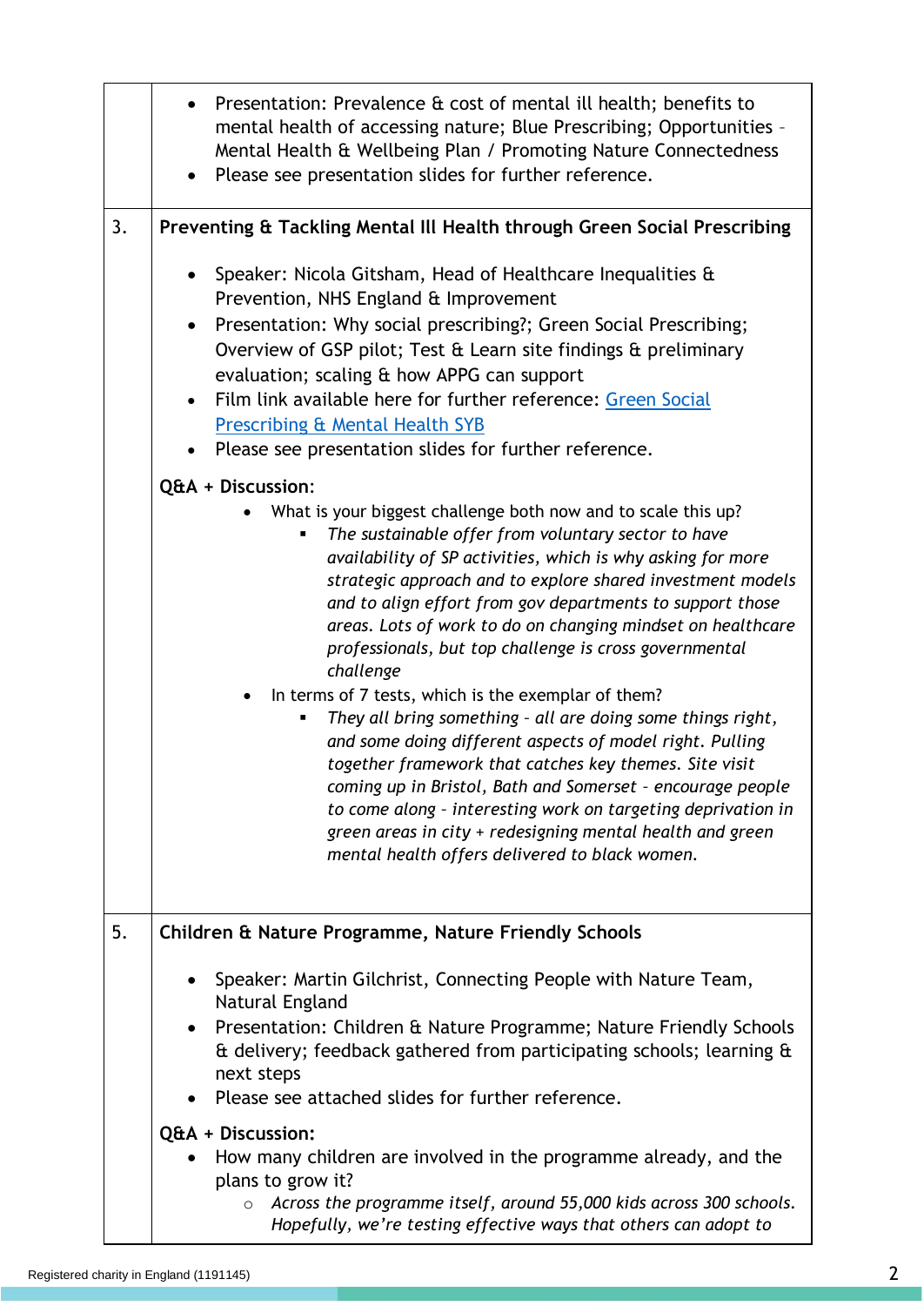| | |
|---|---|
| | • Presentation: Prevalence & cost of mental ill health; benefits to mental health of accessing nature; Blue Prescribing; Opportunities – Mental Health & Wellbeing Plan / Promoting Nature Connectedness<br>• Please see presentation slides for further reference. |
| 3. | **Preventing & Tackling Mental Ill Health through Green Social Prescribing**<br><br>• Speaker: Nicola Gitsham, Head of Healthcare Inequalities & Prevention, NHS England & Improvement<br>• Presentation: Why social prescribing?; Green Social Prescribing; Overview of GSP pilot; Test & Learn site findings & preliminary evaluation; scaling & how APPG can support<br>• Film link available here for further reference: Green Social Prescribing & Mental Health SYB<br>• Please see presentation slides for further reference.<br><br>**Q&A + Discussion**:<br>• What is your biggest challenge both now and to scale this up?<br>&nbsp;&nbsp;&nbsp;&nbsp;▪ *The sustainable offer from voluntary sector to have availability of SP activities, which is why asking for more strategic approach and to explore shared investment models and to align effort from gov departments to support those areas. Lots of work to do on changing mindset on healthcare professionals, but top challenge is cross governmental challenge*<br>• In terms of 7 tests, which is the exemplar of them?<br>&nbsp;&nbsp;&nbsp;&nbsp;▪ *They all bring something – all are doing some things right, and some doing different aspects of model right. Pulling together framework that catches key themes. Site visit coming up in Bristol, Bath and Somerset – encourage people to come along – interesting work on targeting deprivation in green areas in city + redesigning mental health and green mental health offers delivered to black women.* |
| 5. | **Children & Nature Programme, Nature Friendly Schools**<br><br>• Speaker: Martin Gilchrist, Connecting People with Nature Team, Natural England<br>• Presentation: Children & Nature Programme; Nature Friendly Schools & delivery; feedback gathered from participating schools; learning & next steps<br>• Please see attached slides for further reference.<br><br>**Q&A + Discussion:**<br>• How many children are involved in the programme already, and the plans to grow it?<br>&nbsp;&nbsp;&nbsp;&nbsp;○ *Across the programme itself, around 55,000 kids across 300 schools. Hopefully, we're testing effective ways that others can adopt to* |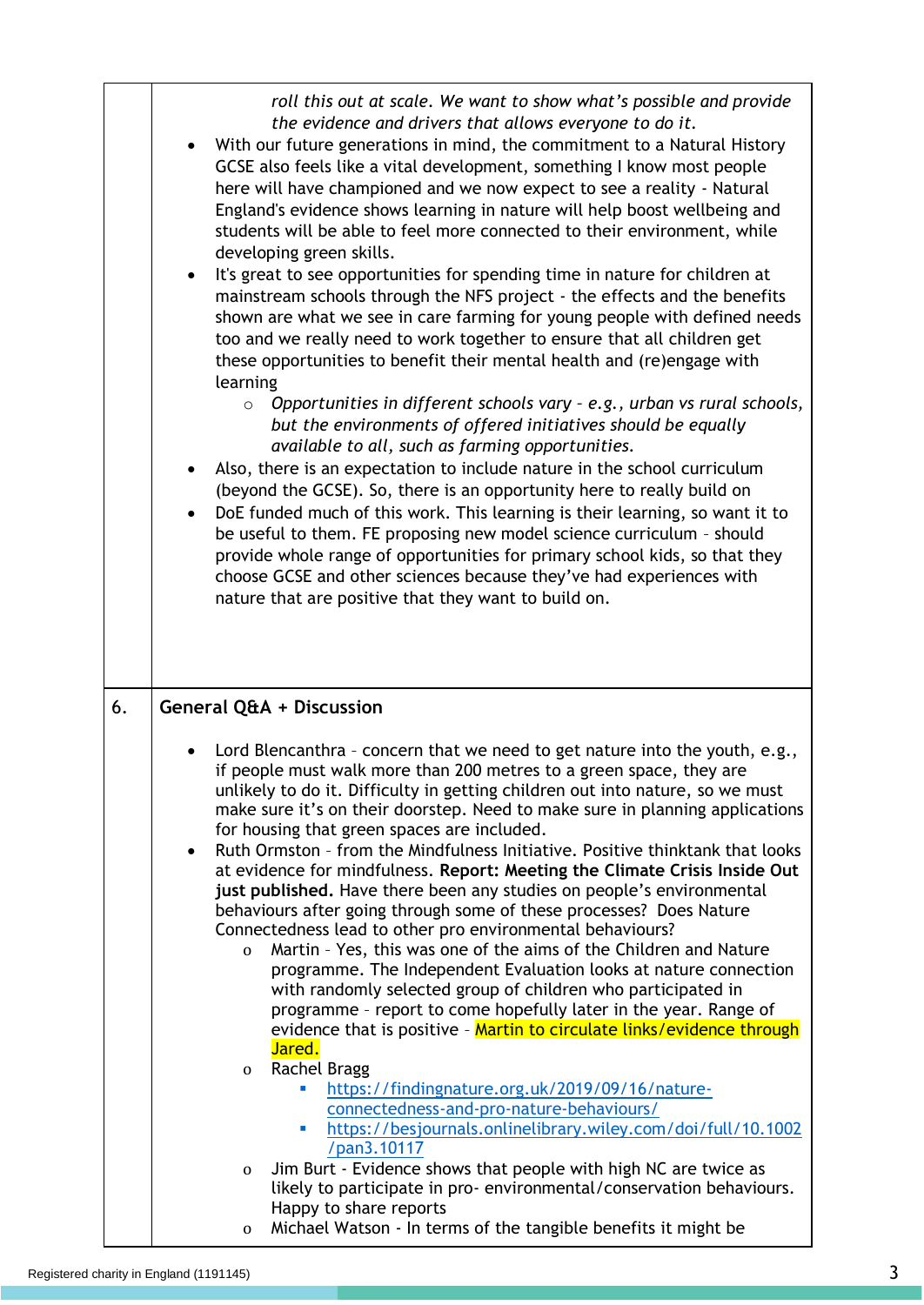|  |  |
|---|---|
|  | *roll this out at scale. We want to show what's possible and provide the evidence and drivers that allows everyone to do it.*<br>• With our future generations in mind, the commitment to a Natural History GCSE also feels like a vital development, something I know most people here will have championed and we now expect to see a reality - Natural England's evidence shows learning in nature will help boost wellbeing and students will be able to feel more connected to their environment, while developing green skills.<br>• It's great to see opportunities for spending time in nature for children at mainstream schools through the NFS project - the effects and the benefits shown are what we see in care farming for young people with defined needs too and we really need to work together to ensure that all children get these opportunities to benefit their mental health and (re)engage with learning<br>  ○ *Opportunities in different schools vary – e.g., urban vs rural schools, but the environments of offered initiatives should be equally available to all, such as farming opportunities.*<br>• Also, there is an expectation to include nature in the school curriculum (beyond the GCSE). So, there is an opportunity here to really build on<br>• DoE funded much of this work. This learning is their learning, so want it to be useful to them. FE proposing new model science curriculum – should provide whole range of opportunities for primary school kids, so that they choose GCSE and other sciences because they've had experiences with nature that are positive that they want to build on. |
| 6. | **General Q&A + Discussion**<br><br>• Lord Blencanthra – concern that we need to get nature into the youth, e.g., if people must walk more than 200 metres to a green space, they are unlikely to do it. Difficulty in getting children out into nature, so we must make sure it's on their doorstep. Need to make sure in planning applications for housing that green spaces are included.<br>• Ruth Ormston – from the Mindfulness Initiative. Positive thinktank that looks at evidence for mindfulness. **Report: Meeting the Climate Crisis Inside Out just published.** Have there been any studies on people's environmental behaviours after going through some of these processes? Does Nature Connectedness lead to other pro environmental behaviours?<br>  ○ Martin – Yes, this was one of the aims of the Children and Nature programme. The Independent Evaluation looks at nature connection with randomly selected group of children who participated in programme – report to come hopefully later in the year. Range of evidence that is positive – Martin to circulate links/evidence through Jared.<br>  ○ Rachel Bragg<br>    ▪ https://findingnature.org.uk/2019/09/16/nature-connectedness-and-pro-nature-behaviours/<br>    ▪ https://besjournals.onlinelibrary.wiley.com/doi/full/10.1002/pan3.10117<br>  ○ Jim Burt - Evidence shows that people with high NC are twice as likely to participate in pro- environmental/conservation behaviours. Happy to share reports<br>  ○ Michael Watson - In terms of the tangible benefits it might be |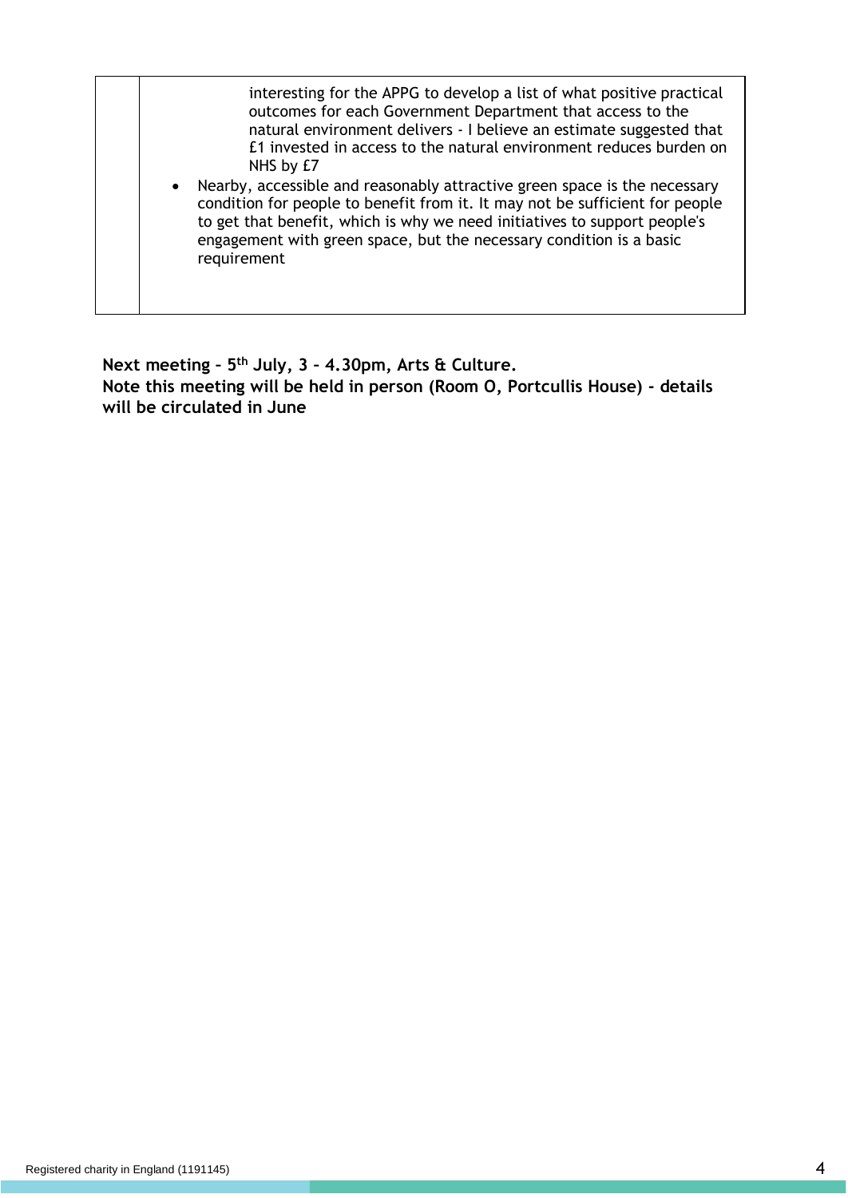| | |
|---|---|
| | interesting for the APPG to develop a list of what positive practical outcomes for each Government Department that access to the natural environment delivers - I believe an estimate suggested that £1 invested in access to the natural environment reduces burden on NHS by £7<br>• Nearby, accessible and reasonably attractive green space is the necessary condition for people to benefit from it. It may not be sufficient for people to get that benefit, which is why we need initiatives to support people's engagement with green space, but the necessary condition is a basic requirement |

**Next meeting – 5th July, 3 – 4.30pm, Arts & Culture.**
**Note this meeting will be held in person (Room O, Portcullis House) - details will be circulated in June**

Registered charity in England (1191145)